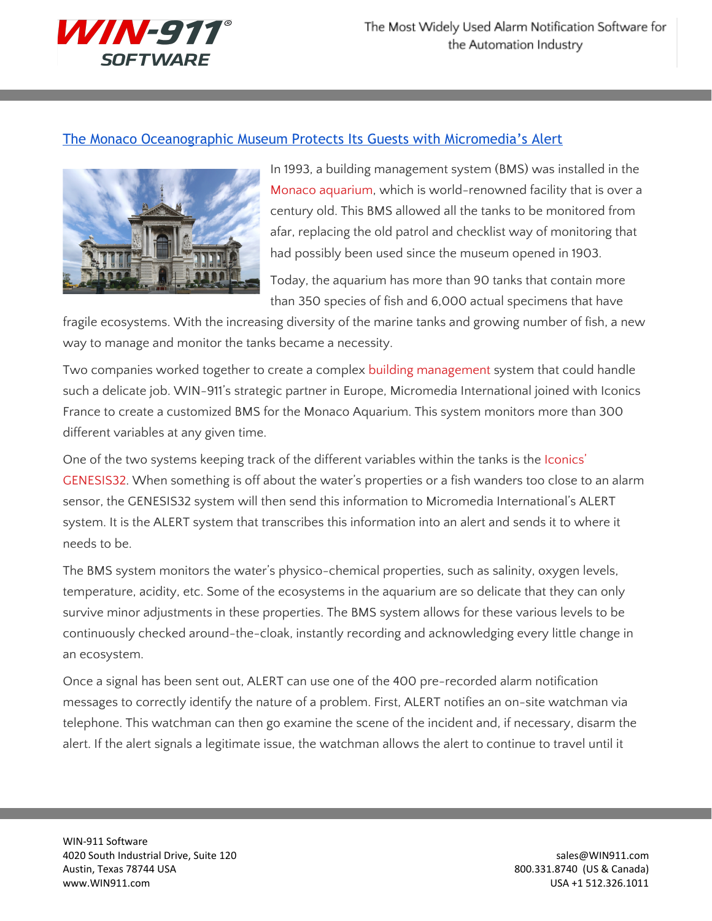## The Monaco Oceanographic Museum Protects Its Guests with Micromedia's Alert

In 1993, a building management system (BMS) was installed in the Monaco aquarium, which is world-renowned facility that is over a century old. This BMS allowed all the tanks to be monitored from afar, replacing the old patrol and checklist way of monitoring that had possibly been used since the museum opened in 1903.

Today, the aquarium has more than 90 tanks that contain more than 350 species of fish and 6,000 actual specimens that have fragile ecosystems. With the increasing diversity of the marine tanks and growing number of fish, a new way to manage and monitor the tanks became a necessity.

Two companies worked together to create a complex building management system that could handle such a delicate job. WIN-911's strategic partner in Europe, Micromedia International joined with Iconics France to create a customized BMS for the Monaco Aquarium. This system monitors more than 300 different variables at any given time.

One of the two systems keeping track of the different variables within the tanks is the Iconics' GENESIS32. When something is off about the water's properties or a fish wanders too close to an alarm sensor, the GENESIS32 system will then send this information to Micromedia International's ALERT system. It is the ALERT system that transcribes this information into an alert and sends it to where it needs to be.

The BMS system monitors the water's physico-chemical properties, such as salinity, oxygen levels, temperature, acidity, etc. Some of the ecosystems in the aquarium are so delicate that they can only survive minor adjustments in these properties. The BMS system allows for these various levels to be continuously checked around-the-cloak, instantly recording and acknowledging every little change in an ecosystem.

Once a signal has been sent out, ALERT can use one of the 400 pre-recorded alarm notification messages to correctly identify the nature of a problem. First, ALERT notifies an on-site watchman via telephone. This watchman can then go examine the scene of the incident and, if necessary, disarm the alert. If the alert signals a legitimate issue, the watchman allows the alert to continue to travel until it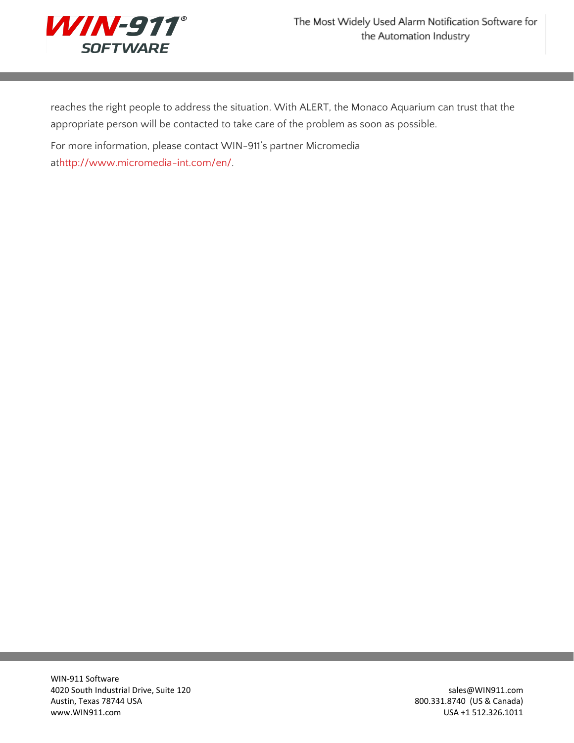reaches the right people to address the situation. With ALERT, the Monaco Aquarium can trust that the appropriate person will be contacted to take care of the problem as soon as possible.

For more information, please contact WIN-911's partner Micromedia athttp://www.micromedia-int.com/en/.